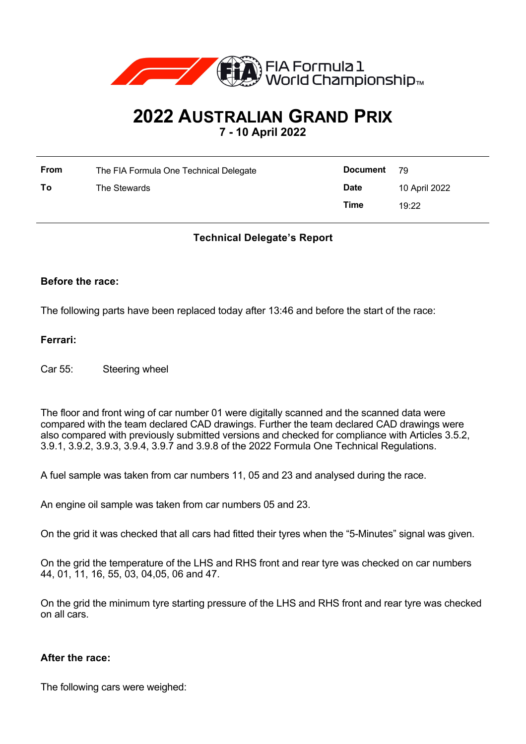# 2022 AUSTRALIAN GRAND PRIX

**7 - 10 April 2022**

| **From** | The FIA Formula One Technical Delegate | **Document** | 79 |
|---|---|---|---|
| **To** | The Stewards | **Date** | 10 April 2022 |
| | | **Time** | 19:22 |

### Technical Delegate's Report

**Before the race:**

The following parts have been replaced today after 13:46 and before the start of the race:

**Ferrari:**

Car 55: Steering wheel

The floor and front wing of car number 01 were digitally scanned and the scanned data were compared with the team declared CAD drawings. Further the team declared CAD drawings were also compared with previously submitted versions and checked for compliance with Articles 3.5.2, 3.9.1, 3.9.2, 3.9.3, 3.9.4, 3.9.7 and 3.9.8 of the 2022 Formula One Technical Regulations.

A fuel sample was taken from car numbers 11, 05 and 23 and analysed during the race.

An engine oil sample was taken from car numbers 05 and 23.

On the grid it was checked that all cars had fitted their tyres when the "5-Minutes" signal was given.

On the grid the temperature of the LHS and RHS front and rear tyre was checked on car numbers 44, 01, 11, 16, 55, 03, 04,05, 06 and 47.

On the grid the minimum tyre starting pressure of the LHS and RHS front and rear tyre was checked on all cars.

**After the race:**

The following cars were weighed: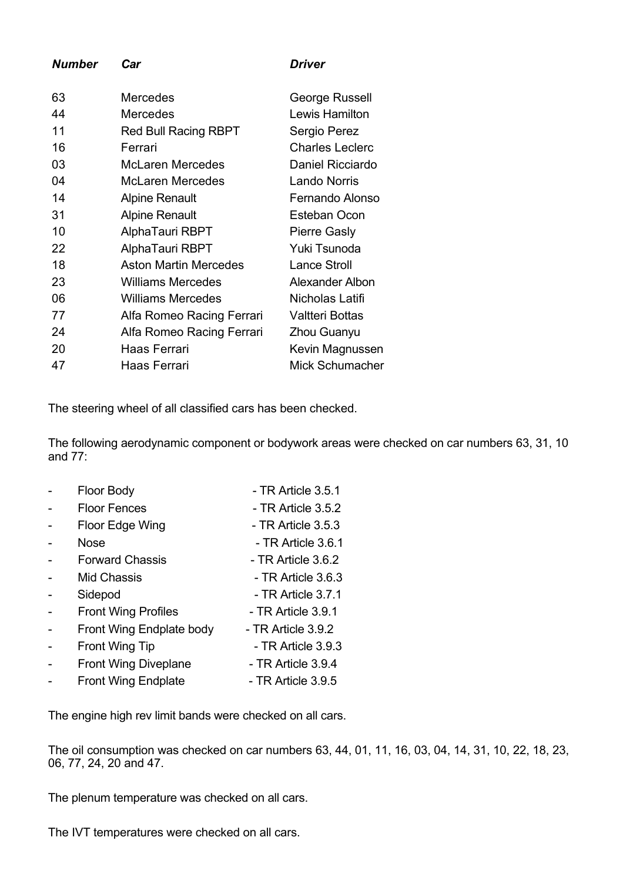| ***Number*** | ***Car*** | ***Driver*** |
|---|---|---|
| 63 | Mercedes | George Russell |
| 44 | Mercedes | Lewis Hamilton |
| 11 | Red Bull Racing RBPT | Sergio Perez |
| 16 | Ferrari | Charles Leclerc |
| 03 | McLaren Mercedes | Daniel Ricciardo |
| 04 | McLaren Mercedes | Lando Norris |
| 14 | Alpine Renault | Fernando Alonso |
| 31 | Alpine Renault | Esteban Ocon |
| 10 | AlphaTauri RBPT | Pierre Gasly |
| 22 | AlphaTauri RBPT | Yuki Tsunoda |
| 18 | Aston Martin Mercedes | Lance Stroll |
| 23 | Williams Mercedes | Alexander Albon |
| 06 | Williams Mercedes | Nicholas Latifi |
| 77 | Alfa Romeo Racing Ferrari | Valtteri Bottas |
| 24 | Alfa Romeo Racing Ferrari | Zhou Guanyu |
| 20 | Haas Ferrari | Kevin Magnussen |
| 47 | Haas Ferrari | Mick Schumacher |

The steering wheel of all classified cars has been checked.

The following aerodynamic component or bodywork areas were checked on car numbers 63, 31, 10 and 77:

- Floor Body - TR Article 3.5.1
- Floor Fences - TR Article 3.5.2
- Floor Edge Wing - TR Article 3.5.3
- Nose - TR Article 3.6.1
- Forward Chassis - TR Article 3.6.2
- Mid Chassis - TR Article 3.6.3
- Sidepod - TR Article 3.7.1
- Front Wing Profiles - TR Article 3.9.1
- Front Wing Endplate body - TR Article 3.9.2
- Front Wing Tip - TR Article 3.9.3
- Front Wing Diveplane - TR Article 3.9.4
- Front Wing Endplate - TR Article 3.9.5

The engine high rev limit bands were checked on all cars.

The oil consumption was checked on car numbers 63, 44, 01, 11, 16, 03, 04, 14, 31, 10, 22, 18, 23, 06, 77, 24, 20 and 47.

The plenum temperature was checked on all cars.

The IVT temperatures were checked on all cars.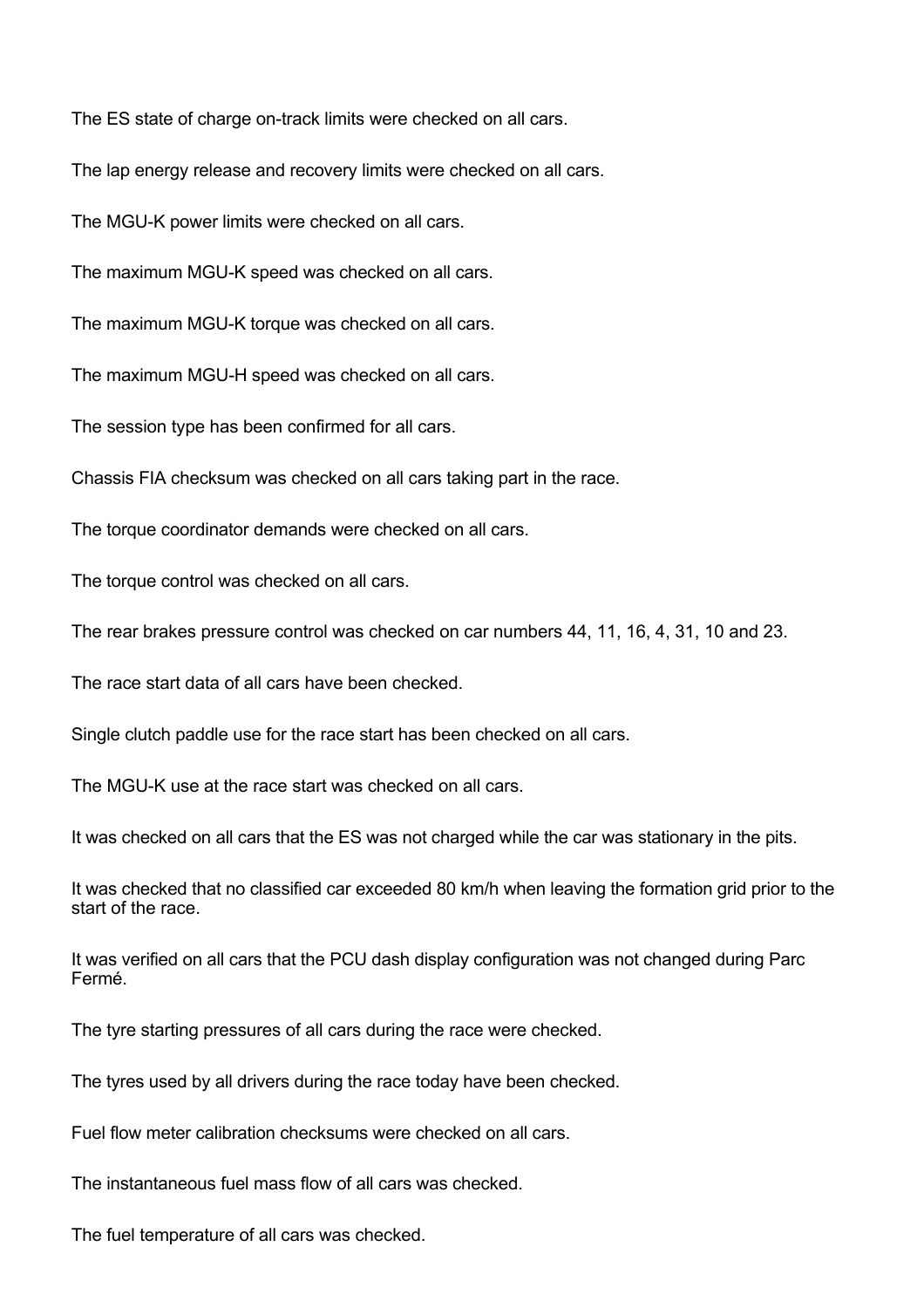The ES state of charge on-track limits were checked on all cars.

The lap energy release and recovery limits were checked on all cars.

The MGU-K power limits were checked on all cars.

The maximum MGU-K speed was checked on all cars.

The maximum MGU-K torque was checked on all cars.

The maximum MGU-H speed was checked on all cars.

The session type has been confirmed for all cars.

Chassis FIA checksum was checked on all cars taking part in the race.

The torque coordinator demands were checked on all cars.

The torque control was checked on all cars.

The rear brakes pressure control was checked on car numbers 44, 11, 16, 4, 31, 10 and 23.

The race start data of all cars have been checked.

Single clutch paddle use for the race start has been checked on all cars.

The MGU-K use at the race start was checked on all cars.

It was checked on all cars that the ES was not charged while the car was stationary in the pits.

It was checked that no classified car exceeded 80 km/h when leaving the formation grid prior to the start of the race.

It was verified on all cars that the PCU dash display configuration was not changed during Parc Fermé.

The tyre starting pressures of all cars during the race were checked.

The tyres used by all drivers during the race today have been checked.

Fuel flow meter calibration checksums were checked on all cars.

The instantaneous fuel mass flow of all cars was checked.

The fuel temperature of all cars was checked.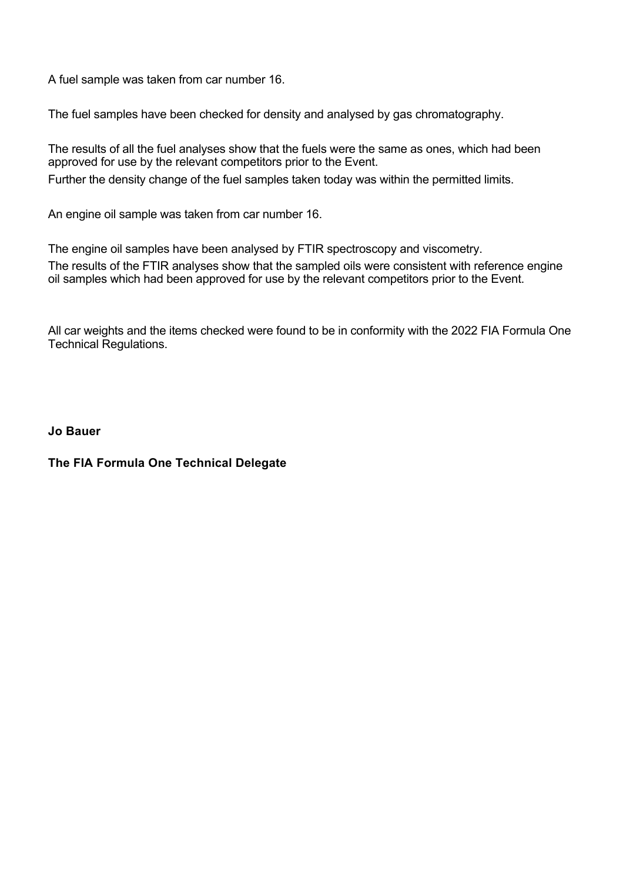A fuel sample was taken from car number 16.

The fuel samples have been checked for density and analysed by gas chromatography.

The results of all the fuel analyses show that the fuels were the same as ones, which had been approved for use by the relevant competitors prior to the Event.
Further the density change of the fuel samples taken today was within the permitted limits.

An engine oil sample was taken from car number 16.

The engine oil samples have been analysed by FTIR spectroscopy and viscometry.
The results of the FTIR analyses show that the sampled oils were consistent with reference engine oil samples which had been approved for use by the relevant competitors prior to the Event.

All car weights and the items checked were found to be in conformity with the 2022 FIA Formula One Technical Regulations.

**Jo Bauer**

**The FIA Formula One Technical Delegate**